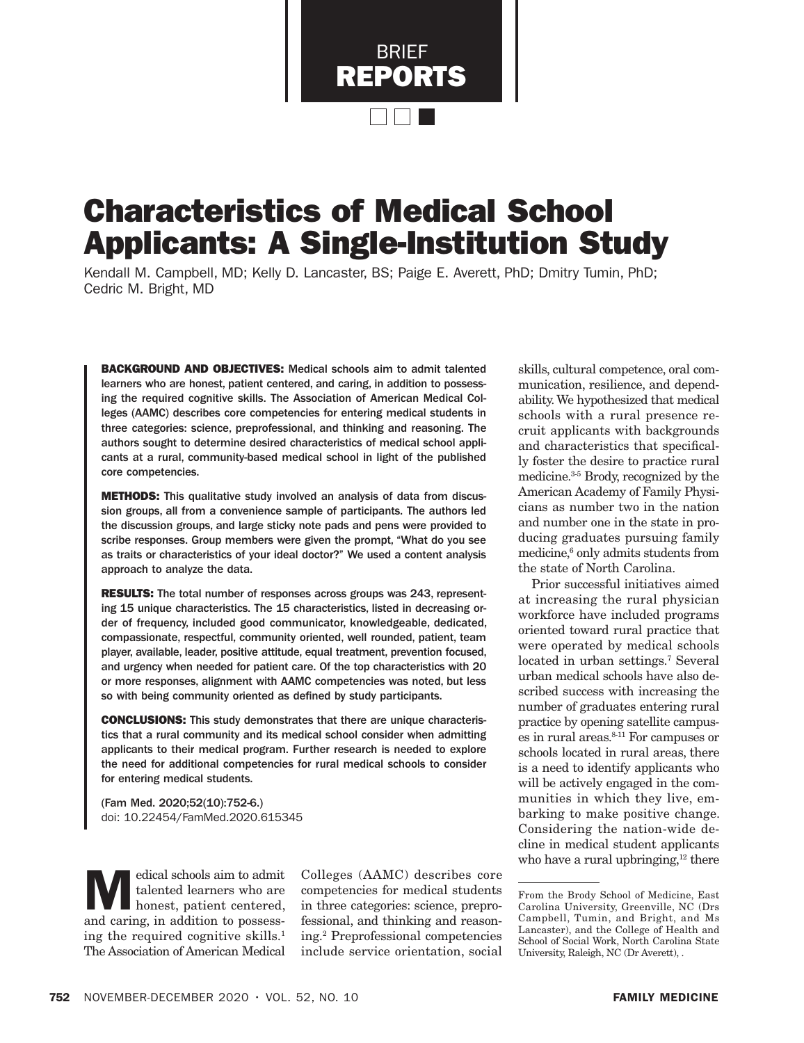BRIEF REPORTS

# Characteristics of Medical School Applicants: A Single-Institution Study

Kendall M. Campbell, MD; Kelly D. Lancaster, BS; Paige E. Averett, PhD; Dmitry Tumin, PhD; Cedric M. Bright, MD

**BACKGROUND AND OBJECTIVES:** Medical schools aim to admit talented learners who are honest, patient centered, and caring, in addition to possessing the required cognitive skills. The Association of American Medical Colleges (AAMC) describes core competencies for entering medical students in three categories: science, preprofessional, and thinking and reasoning. The authors sought to determine desired characteristics of medical school applicants at a rural, community-based medical school in light of the published core competencies.

**METHODS:** This qualitative study involved an analysis of data from discussion groups, all from a convenience sample of participants. The authors led the discussion groups, and large sticky note pads and pens were provided to scribe responses. Group members were given the prompt, "What do you see as traits or characteristics of your ideal doctor?" We used a content analysis approach to analyze the data.

**RESULTS:** The total number of responses across groups was 243, representing 15 unique characteristics. The 15 characteristics, listed in decreasing order of frequency, included good communicator, knowledgeable, dedicated, compassionate, respectful, community oriented, well rounded, patient, team player, available, leader, positive attitude, equal treatment, prevention focused, and urgency when needed for patient care. Of the top characteristics with 20 or more responses, alignment with AAMC competencies was noted, but less so with being community oriented as defined by study participants.

**CONCLUSIONS:** This study demonstrates that there are unique characteristics that a rural community and its medical school consider when admitting applicants to their medical program. Further research is needed to explore the need for additional competencies for rural medical schools to consider for entering medical students.

(Fam Med. 2020;52(10):752-6.)
doi: 10.22454/FamMed.2020.615345

Medical schools aim to admit talented learners who are honest, patient centered, and caring, in addition to possessing the required cognitive skills.[1] The Association of American Medical Colleges (AAMC) describes core competencies for medical students in three categories: science, preprofessional, and thinking and reasoning.[2] Preprofessional competencies include service orientation, social skills, cultural competence, oral communication, resilience, and dependability. We hypothesized that medical schools with a rural presence recruit applicants with backgrounds and characteristics that specifically foster the desire to practice rural medicine.[3-5] Brody, recognized by the American Academy of Family Physicians as number two in the nation and number one in the state in producing graduates pursuing family medicine,[6] only admits students from the state of North Carolina.

Prior successful initiatives aimed at increasing the rural physician workforce have included programs oriented toward rural practice that were operated by medical schools located in urban settings.[7] Several urban medical schools have also described success with increasing the number of graduates entering rural practice by opening satellite campuses in rural areas.[8-11] For campuses or schools located in rural areas, there is a need to identify applicants who will be actively engaged in the communities in which they live, embarking to make positive change. Considering the nation-wide decline in medical student applicants who have a rural upbringing,[12] there

From the Brody School of Medicine, East Carolina University, Greenville, NC (Drs Campbell, Tumin, and Bright, and Ms Lancaster), and the College of Health and School of Social Work, North Carolina State University, Raleigh, NC (Dr Averett), .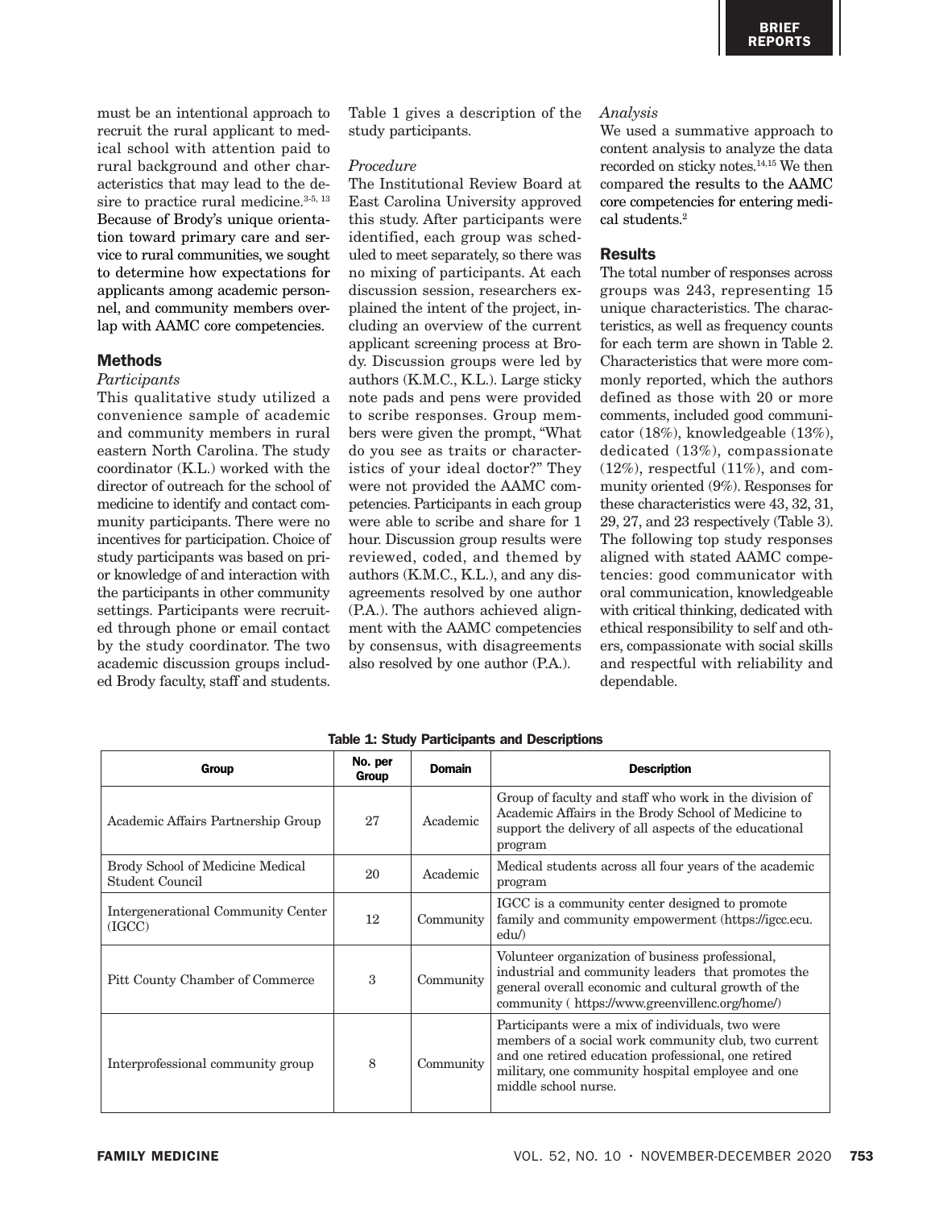must be an intentional approach to recruit the rural applicant to medical school with attention paid to rural background and other characteristics that may lead to the desire to practice rural medicine.[3-5, 13] Because of Brody's unique orientation toward primary care and service to rural communities, we sought to determine how expectations for applicants among academic personnel, and community members overlap with AAMC core competencies.

## Methods

### *Participants*

This qualitative study utilized a convenience sample of academic and community members in rural eastern North Carolina. The study coordinator (K.L.) worked with the director of outreach for the school of medicine to identify and contact community participants. There were no incentives for participation. Choice of study participants was based on prior knowledge of and interaction with the participants in other community settings. Participants were recruited through phone or email contact by the study coordinator. The two academic discussion groups included Brody faculty, staff and students. Table 1 gives a description of the study participants.

### *Procedure*

The Institutional Review Board at East Carolina University approved this study. After participants were identified, each group was scheduled to meet separately, so there was no mixing of participants. At each discussion session, researchers explained the intent of the project, including an overview of the current applicant screening process at Brody. Discussion groups were led by authors (K.M.C., K.L.). Large sticky note pads and pens were provided to scribe responses. Group members were given the prompt, "What do you see as traits or characteristics of your ideal doctor?" They were not provided the AAMC competencies. Participants in each group were able to scribe and share for 1 hour. Discussion group results were reviewed, coded, and themed by authors (K.M.C., K.L.), and any disagreements resolved by one author (P.A.). The authors achieved alignment with the AAMC competencies by consensus, with disagreements also resolved by one author (P.A.).

### *Analysis*

We used a summative approach to content analysis to analyze the data recorded on sticky notes.[14,15] We then compared the results to the AAMC core competencies for entering medical students.[2]

## Results

The total number of responses across groups was 243, representing 15 unique characteristics. The characteristics, as well as frequency counts for each term are shown in Table 2. Characteristics that were more commonly reported, which the authors defined as those with 20 or more comments, included good communicator (18%), knowledgeable (13%), dedicated (13%), compassionate (12%), respectful (11%), and community oriented (9%). Responses for these characteristics were 43, 32, 31, 29, 27, and 23 respectively (Table 3). The following top study responses aligned with stated AAMC competencies: good communicator with oral communication, knowledgeable with critical thinking, dedicated with ethical responsibility to self and others, compassionate with social skills and respectful with reliability and dependable.

**Table 1: Study Participants and Descriptions**

| Group | No. per Group | Domain | Description |
|---|---|---|---|
| Academic Affairs Partnership Group | 27 | Academic | Group of faculty and staff who work in the division of Academic Affairs in the Brody School of Medicine to support the delivery of all aspects of the educational program |
| Brody School of Medicine Medical Student Council | 20 | Academic | Medical students across all four years of the academic program |
| Intergenerational Community Center (IGCC) | 12 | Community | IGCC is a community center designed to promote family and community empowerment (https://igcc.ecu.edu/) |
| Pitt County Chamber of Commerce | 3 | Community | Volunteer organization of business professional, industrial and community leaders that promotes the general overall economic and cultural growth of the community ( https://www.greenvillenc.org/home/) |
| Interprofessional community group | 8 | Community | Participants were a mix of individuals, two were members of a social work community club, two current and one retired education professional, one retired military, one community hospital employee and one middle school nurse. |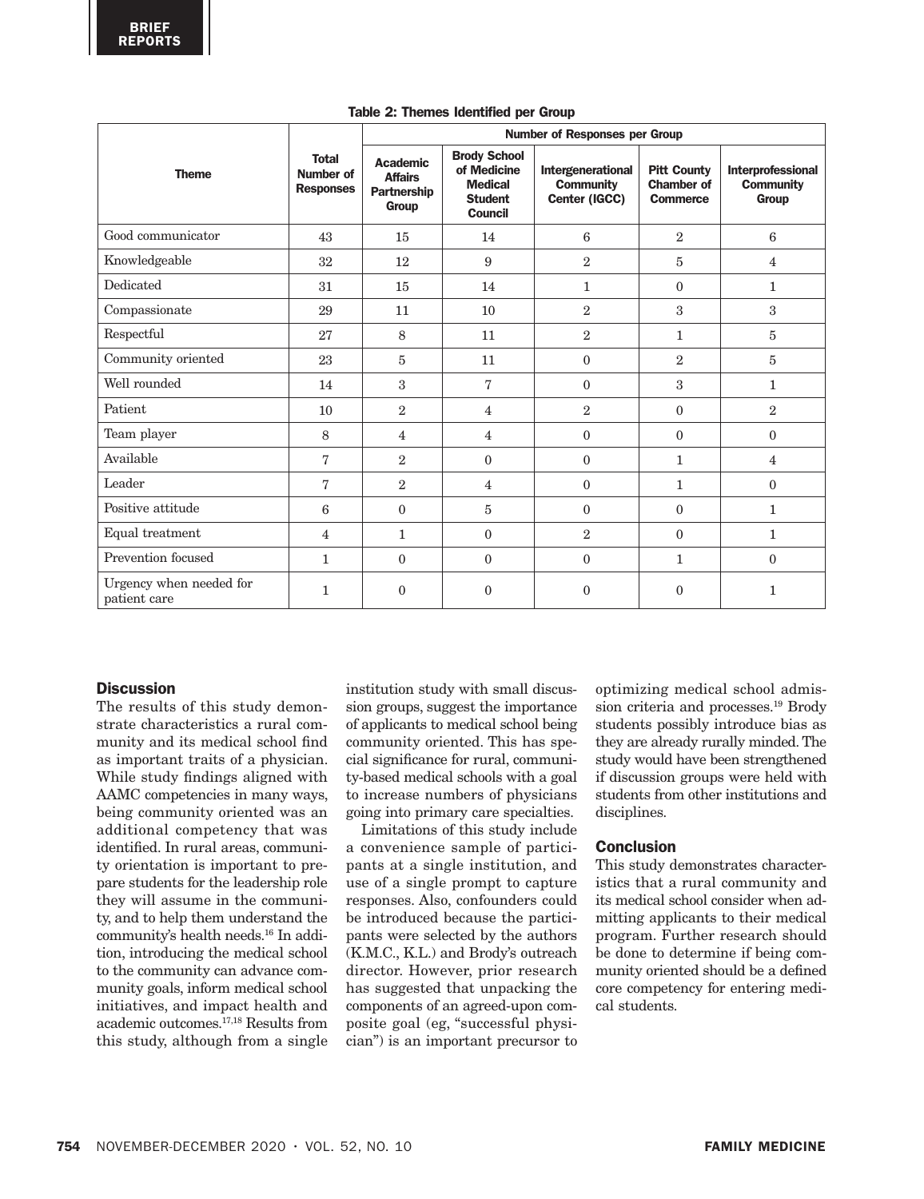Table 2: Themes Identified per Group

| Theme | Total Number of Responses | Number of Responses per Group | | | | |
|---|---|---|---|---|---|---|
| | | Academic Affairs Partnership Group | Brody School of Medicine Medical Student Council | Intergenerational Community Center (IGCC) | Pitt County Chamber of Commerce | Interprofessional Community Group |
| Good communicator | 43 | 15 | 14 | 6 | 2 | 6 |
| Knowledgeable | 32 | 12 | 9 | 2 | 5 | 4 |
| Dedicated | 31 | 15 | 14 | 1 | 0 | 1 |
| Compassionate | 29 | 11 | 10 | 2 | 3 | 3 |
| Respectful | 27 | 8 | 11 | 2 | 1 | 5 |
| Community oriented | 23 | 5 | 11 | 0 | 2 | 5 |
| Well rounded | 14 | 3 | 7 | 0 | 3 | 1 |
| Patient | 10 | 2 | 4 | 2 | 0 | 2 |
| Team player | 8 | 4 | 4 | 0 | 0 | 0 |
| Available | 7 | 2 | 0 | 0 | 1 | 4 |
| Leader | 7 | 2 | 4 | 0 | 1 | 0 |
| Positive attitude | 6 | 0 | 5 | 0 | 0 | 1 |
| Equal treatment | 4 | 1 | 0 | 2 | 0 | 1 |
| Prevention focused | 1 | 0 | 0 | 0 | 1 | 0 |
| Urgency when needed for patient care | 1 | 0 | 0 | 0 | 0 | 1 |

## Discussion

The results of this study demonstrate characteristics a rural community and its medical school find as important traits of a physician. While study findings aligned with AAMC competencies in many ways, being community oriented was an additional competency that was identified. In rural areas, community orientation is important to prepare students for the leadership role they will assume in the community, and to help them understand the community's health needs.[16] In addition, introducing the medical school to the community can advance community goals, inform medical school initiatives, and impact health and academic outcomes.[17,18] Results from this study, although from a single institution study with small discussion groups, suggest the importance of applicants to medical school being community oriented. This has special significance for rural, community-based medical schools with a goal to increase numbers of physicians going into primary care specialties.

Limitations of this study include a convenience sample of participants at a single institution, and use of a single prompt to capture responses. Also, confounders could be introduced because the participants were selected by the authors (K.M.C., K.L.) and Brody's outreach director. However, prior research has suggested that unpacking the components of an agreed-upon composite goal (eg, "successful physician") is an important precursor to optimizing medical school admission criteria and processes.[19] Brody students possibly introduce bias as they are already rurally minded. The study would have been strengthened if discussion groups were held with students from other institutions and disciplines.

## Conclusion

This study demonstrates characteristics that a rural community and its medical school consider when admitting applicants to their medical program. Further research should be done to determine if being community oriented should be a defined core competency for entering medical students.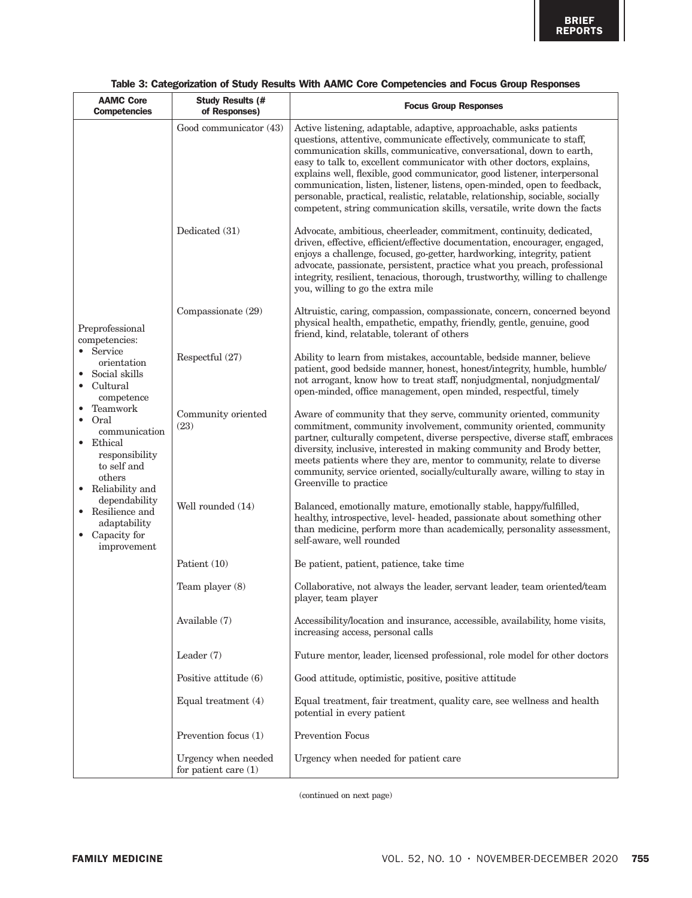**Table 3: Categorization of Study Results With AAMC Core Competencies and Focus Group Responses**

| AAMC Core Competencies | Study Results (# of Responses) | Focus Group Responses |
|---|---|---|
| Preprofessional competencies: • Service orientation • Social skills • Cultural competence • Teamwork • Oral communication • Ethical responsibility to self and others • Reliability and dependability • Resilience and adaptability • Capacity for improvement | Good communicator (43) | Active listening, adaptable, adaptive, approachable, asks patients questions, attentive, communicate effectively, communicate to staff, communication skills, communicative, conversational, down to earth, easy to talk to, excellent communicator with other doctors, explains, explains well, flexible, good communicator, good listener, interpersonal communication, listen, listener, listens, open-minded, open to feedback, personable, practical, realistic, relatable, relationship, sociable, socially competent, string communication skills, versatile, write down the facts |
| | Dedicated (31) | Advocate, ambitious, cheerleader, commitment, continuity, dedicated, driven, effective, efficient/effective documentation, encourager, engaged, enjoys a challenge, focused, go-getter, hardworking, integrity, patient advocate, passionate, persistent, practice what you preach, professional integrity, resilient, tenacious, thorough, trustworthy, willing to challenge you, willing to go the extra mile |
| | Compassionate (29) | Altruistic, caring, compassion, compassionate, concern, concerned beyond physical health, empathetic, empathy, friendly, gentle, genuine, good friend, kind, relatable, tolerant of others |
| | Respectful (27) | Ability to learn from mistakes, accountable, bedside manner, believe patient, good bedside manner, honest, honest/integrity, humble, humble/not arrogant, know how to treat staff, nonjudgmental, nonjudgmental/open-minded, office management, open minded, respectful, timely |
| | Community oriented (23) | Aware of community that they serve, community oriented, community commitment, community involvement, community oriented, community partner, culturally competent, diverse perspective, diverse staff, embraces diversity, inclusive, interested in making community and Brody better, meets patients where they are, mentor to community, relate to diverse community, service oriented, socially/culturally aware, willing to stay in Greenville to practice |
| | Well rounded (14) | Balanced, emotionally mature, emotionally stable, happy/fulfilled, healthy, introspective, level- headed, passionate about something other than medicine, perform more than academically, personality assessment, self-aware, well rounded |
| | Patient (10) | Be patient, patient, patience, take time |
| | Team player (8) | Collaborative, not always the leader, servant leader, team oriented/team player, team player |
| | Available (7) | Accessibility/location and insurance, accessible, availability, home visits, increasing access, personal calls |
| | Leader (7) | Future mentor, leader, licensed professional, role model for other doctors |
| | Positive attitude (6) | Good attitude, optimistic, positive, positive attitude |
| | Equal treatment (4) | Equal treatment, fair treatment, quality care, see wellness and health potential in every patient |
| | Prevention focus (1) | Prevention Focus |
| | Urgency when needed for patient care (1) | Urgency when needed for patient care |

(continued on next page)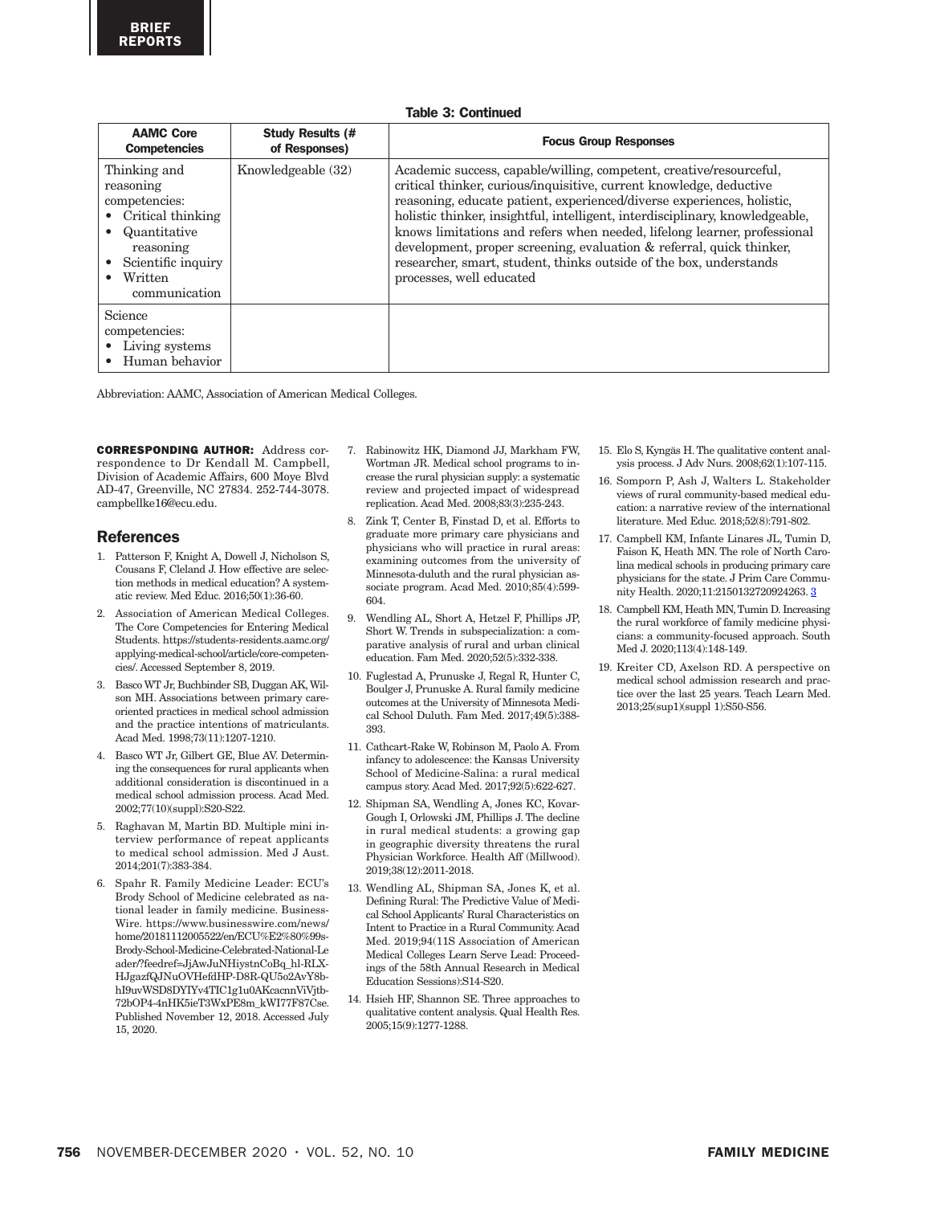**Table 3: Continued**

| AAMC Core Competencies | Study Results (# of Responses) | Focus Group Responses |
|---|---|---|
| Thinking and reasoning competencies:<br>• Critical thinking<br>• Quantitative reasoning<br>• Scientific inquiry<br>• Written communication | Knowledgeable (32) | Academic success, capable/willing, competent, creative/resourceful, critical thinker, curious/inquisitive, current knowledge, deductive reasoning, educate patient, experienced/diverse experiences, holistic, holistic thinker, insightful, intelligent, interdisciplinary, knowledgeable, knows limitations and refers when needed, lifelong learner, professional development, proper screening, evaluation & referral, quick thinker, researcher, smart, student, thinks outside of the box, understands processes, well educated |
| Science competencies:<br>• Living systems<br>• Human behavior | | |

Abbreviation: AAMC, Association of American Medical Colleges.

**CORRESPONDING AUTHOR:** Address correspondence to Dr Kendall M. Campbell, Division of Academic Affairs, 600 Moye Blvd AD-47, Greenville, NC 27834. 252-744-3078. campbellke16@ecu.edu.

## References

1. Patterson F, Knight A, Dowell J, Nicholson S, Cousans F, Cleland J. How effective are selection methods in medical education? A systematic review. Med Educ. 2016;50(1):36-60.
2. Association of American Medical Colleges. The Core Competencies for Entering Medical Students. https://students-residents.aamc.org/applying-medical-school/article/core-competencies/. Accessed September 8, 2019.
3. Basco WT Jr, Buchbinder SB, Duggan AK, Wilson MH. Associations between primary care-oriented practices in medical school admission and the practice intentions of matriculants. Acad Med. 1998;73(11):1207-1210.
4. Basco WT Jr, Gilbert GE, Blue AV. Determining the consequences for rural applicants when additional consideration is discontinued in a medical school admission process. Acad Med. 2002;77(10)(suppl):S20-S22.
5. Raghavan M, Martin BD. Multiple mini interview performance of repeat applicants to medical school admission. Med J Aust. 2014;201(7):383-384.
6. Spahr R. Family Medicine Leader: ECU's Brody School of Medicine celebrated as national leader in family medicine. BusinessWire. https://www.businesswire.com/news/home/20181112005522/en/ECU%E2%80%99s-Brody-School-Medicine-Celebrated-National-Leader/?feedref=JjAwJuNHiystnCoBq_hl-RLX-HJgazfQJNuOVHefdHP-D8R-QU5o2AvY8bhI9uvWSD8DYlYv4TIC1g1u0AKcacnnViVjtb-72bOP4-4nHK5ieT3WxPE8m_kWI77F87Cse. Published November 12, 2018. Accessed July 15, 2020.
7. Rabinowitz HK, Diamond JJ, Markham FW, Wortman JR. Medical school programs to increase the rural physician supply: a systematic review and projected impact of widespread replication. Acad Med. 2008;83(3):235-243.
8. Zink T, Center B, Finstad D, et al. Efforts to graduate more primary care physicians and physicians who will practice in rural areas: examining outcomes from the university of Minnesota-duluth and the rural physician associate program. Acad Med. 2010;85(4):599-604.
9. Wendling AL, Short A, Hetzel F, Phillips JP, Short W. Trends in subspecialization: a comparative analysis of rural and urban clinical education. Fam Med. 2020;52(5):332-338.
10. Fuglestad A, Prunuske J, Regal R, Hunter C, Boulger J, Prunuske A. Rural family medicine outcomes at the University of Minnesota Medical School Duluth. Fam Med. 2017;49(5):388-393.
11. Cathcart-Rake W, Robinson M, Paolo A. From infancy to adolescence: the Kansas University School of Medicine-Salina: a rural medical campus story. Acad Med. 2017;92(5):622-627.
12. Shipman SA, Wendling A, Jones KC, Kovar-Gough I, Orlowski JM, Phillips J. The decline in rural medical students: a growing gap in geographic diversity threatens the rural Physician Workforce. Health Aff (Millwood). 2019;38(12):2011-2018.
13. Wendling AL, Shipman SA, Jones K, et al. Defining Rural: The Predictive Value of Medical School Applicants' Rural Characteristics on Intent to Practice in a Rural Community. Acad Med. 2019;94(11S Association of American Medical Colleges Learn Serve Lead: Proceedings of the 58th Annual Research in Medical Education Sessions):S14-S20.
14. Hsieh HF, Shannon SE. Three approaches to qualitative content analysis. Qual Health Res. 2005;15(9):1277-1288.
15. Elo S, Kyngäs H. The qualitative content analysis process. J Adv Nurs. 2008;62(1):107-115.
16. Somporn P, Ash J, Walters L. Stakeholder views of rural community-based medical education: a narrative review of the international literature. Med Educ. 2018;52(8):791-802.
17. Campbell KM, Infante Linares JL, Tumin D, Faison K, Heath MN. The role of North Carolina medical schools in producing primary care physicians for the state. J Prim Care Community Health. 2020;11:2150132720924263. 3
18. Campbell KM, Heath MN, Tumin D. Increasing the rural workforce of family medicine physicians: a community-focused approach. South Med J. 2020;113(4):148-149.
19. Kreiter CD, Axelson RD. A perspective on medical school admission research and practice over the last 25 years. Teach Learn Med. 2013;25(sup1)(suppl 1):S50-S56.